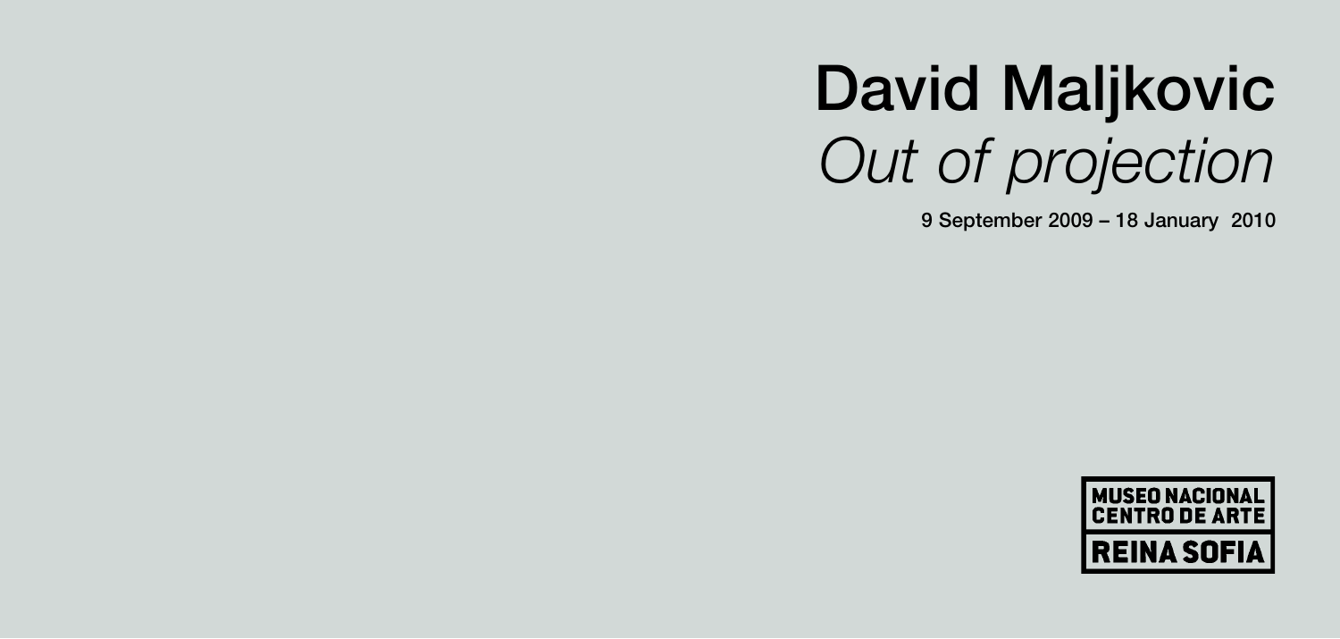# David Maljkovic

## *Out of projection*

**9 September 2009 – 18 January 2010**

MUSEO NACIONAL CENTRO DE ARTE REINA SOFIA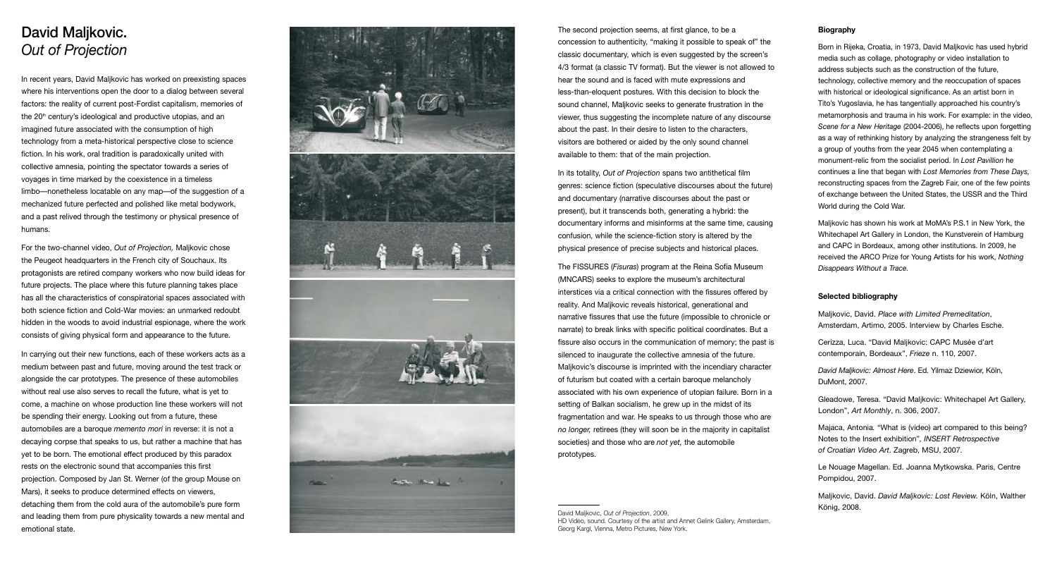# David Maljkovic. *Out of Projection*

In recent years, David Maljkovic has worked on preexisting spaces where his interventions open the door to a dialog between several factors: the reality of current post-Fordist capitalism, memories of the 20th century's ideological and productive utopias, and an imagined future associated with the consumption of high technology from a meta-historical perspective close to science fiction. In his work, oral tradition is paradoxically united with collective amnesia, pointing the spectator towards a series of voyages in time marked by the coexistence in a timeless limbo—nonetheless locatable on any map—of the suggestion of a mechanized future perfected and polished like metal bodywork, and a past relived through the testimony or physical presence of humans.

For the two-channel video, *Out of Projection,* Maljkovic chose the Peugeot headquarters in the French city of Souchaux. Its protagonists are retired company workers who now build ideas for future projects. The place where this future planning takes place has all the characteristics of conspiratorial spaces associated with both science fiction and Cold-War movies: an unmarked redoubt hidden in the woods to avoid industrial espionage, where the work consists of giving physical form and appearance to the future.

In carrying out their new functions, each of these workers acts as a medium between past and future, moving around the test track or alongside the car prototypes. The presence of these automobiles without real use also serves to recall the future, what is yet to come, a machine on whose production line these workers will not be spending their energy. Looking out from a future, these automobiles are a baroque *memento mori* in reverse: it is not a decaying corpse that speaks to us, but rather a machine that has yet to be born. The emotional effect produced by this paradox rests on the electronic sound that accompanies this first projection. Composed by Jan St. Werner (of the group Mouse on Mars), it seeks to produce determined effects on viewers, detaching them from the cold aura of the automobile's pure form and leading them from pure physicality towards a new mental and emotional state.

The second projection seems, at first glance, to be a concession to authenticity, "making it possible to speak of" the classic documentary, which is even suggested by the screen's 4/3 format (a classic TV format). But the viewer is not allowed to hear the sound and is faced with mute expressions and less-than-eloquent postures. With this decision to block the sound channel, Maljkovic seeks to generate frustration in the viewer, thus suggesting the incomplete nature of any discourse about the past. In their desire to listen to the characters, visitors are bothered or aided by the only sound channel available to them: that of the main projection.

In its totality, *Out of Projection* spans two antithetical film genres: science fiction (speculative discourses about the future) and documentary (narrative discourses about the past or present), but it transcends both, generating a hybrid: the documentary informs and misinforms at the same time, causing confusion, while the science-fiction story is altered by the physical presence of precise subjects and historical places.

The FISSURES (*Fisuras*) program at the Reina Sofía Museum (MNCARS) seeks to explore the museum's architectural interstices via a critical connection with the fissures offered by reality. And Maljkovic reveals historical, generational and narrative fissures that use the future (impossible to chronicle or narrate) to break links with specific political coordinates. But a fissure also occurs in the communication of memory; the past is silenced to inaugurate the collective amnesia of the future. Maljkovic's discourse is imprinted with the incendiary character of futurism but coated with a certain baroque melancholy associated with his own experience of utopian failure. Born in a setting of Balkan socialism, he grew up in the midst of its fragmentation and war. He speaks to us through those who are *no longer,* retirees (they will soon be in the majority in capitalist societies) and those who are *not yet,* the automobile prototypes.

David Maljkovic, *Out of Projection*, 2009.
HD Video, sound. Courtesy of the artist and Annet Gelink Gallery, Amsterdam, Georg Kargl, Vienna, Metro Pictures, New York.

### Biography

Born in Rijeka, Croatia, in 1973, David Maljkovic has used hybrid media such as collage, photography or video installation to address subjects such as the construction of the future, technology, collective memory and the reoccupation of spaces with historical or ideological significance. As an artist born in Tito's Yugoslavia, he has tangentially approached his country's metamorphosis and trauma in his work. For example: in the video, *Scene for a New Heritage* (2004-2006), he reflects upon forgetting as a way of rethinking history by analyzing the strangeness felt by a group of youths from the year 2045 when contemplating a monument-relic from the socialist period. In *Lost Pavillion* he continues a line that began with *Lost Memories from These Days,* reconstructing spaces from the Zagreb Fair, one of the few points of exchange between the United States, the USSR and the Third World during the Cold War.

Maljkovic has shown his work at MoMA's P.S.1 in New York, the Whitechapel Art Gallery in London, the Kunstverein of Hamburg and CAPC in Bordeaux, among other institutions. In 2009, he received the ARCO Prize for Young Artists for his work, *Nothing Disappears Without a Trace.*

### Selected bibliography

Maljkovic, David. *Place with Limited Premeditation*, Amsterdam, Artimo, 2005. Interview by Charles Esche.

Cerizza, Luca. "David Maljkovic: CAPC Musée d'art contemporain, Bordeaux", *Frieze* n. 110, 2007.

*David Maljkovic: Almost Here*. Ed. Yilmaz Dziewior, Köln, DuMont, 2007.

Gleadowe, Teresa. "David Maljkovic: Whitechapel Art Gallery, London", *Art Monthly*, n. 306, 2007.

Majaca, Antonia. "What is (video) art compared to this being? Notes to the Insert exhibition", *INSERT Retrospective of Croatian Video Art*. Zagreb, MSU, 2007.

Le Nouage Magellan. Ed. Joanna Mytkowska. Paris, Centre Pompidou, 2007.

Maljkovic, David. *David Maljkovic: Lost Review.* Köln, Walther König, 2008.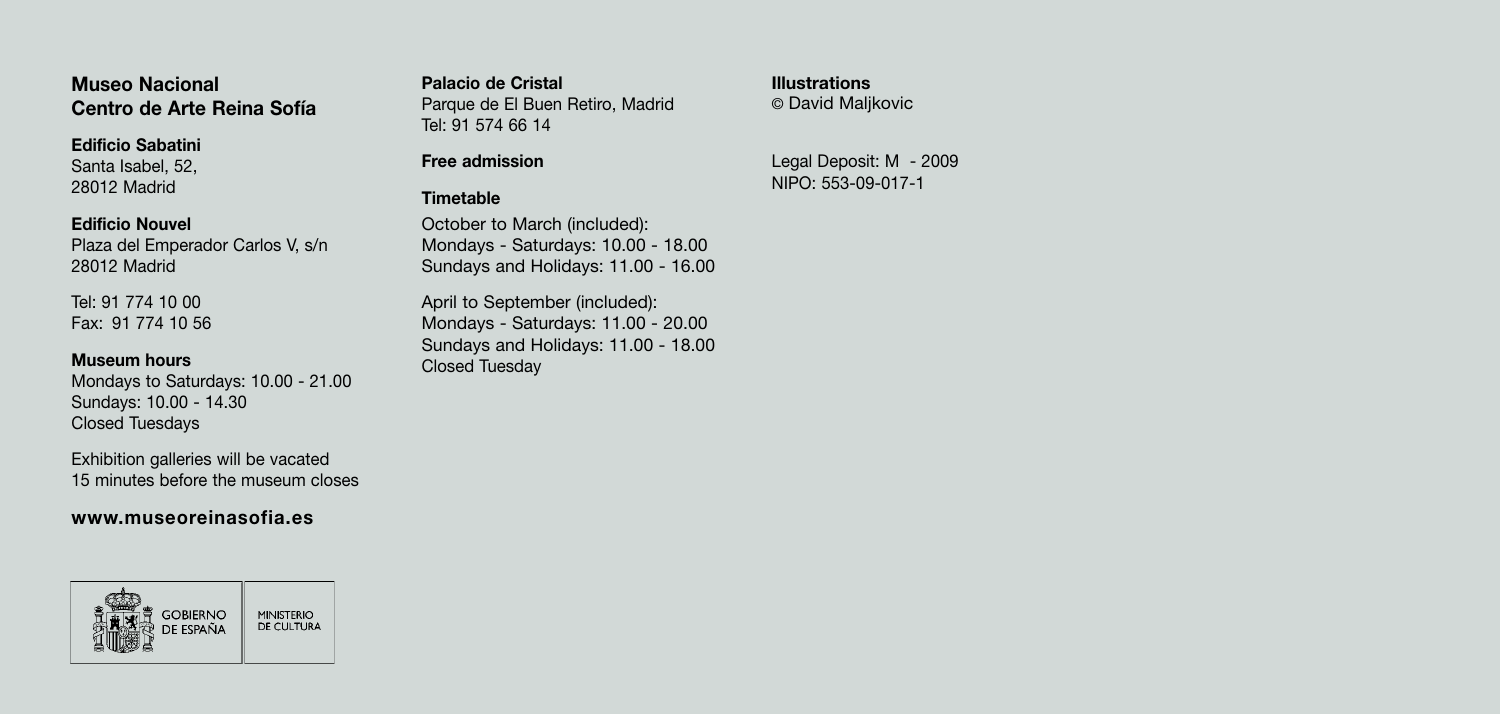**Museo Nacional Centro de Arte Reina Sofía**

**Edificio Sabatini**
Santa Isabel, 52,
28012 Madrid

**Edificio Nouvel**
Plaza del Emperador Carlos V, s/n
28012 Madrid

Tel: 91 774 10 00
Fax: 91 774 10 56

**Museum hours**
Mondays to Saturdays: 10.00 - 21.00
Sundays: 10.00 - 14.30
Closed Tuesdays

Exhibition galleries will be vacated
15 minutes before the museum closes

**www.museoreinasofia.es**

GOBIERNO DE ESPAÑA
MINISTERIO DE CULTURA

**Palacio de Cristal**
Parque de El Buen Retiro, Madrid
Tel: 91 574 66 14

**Free admission**

**Timetable**

October to March (included):
Mondays - Saturdays: 10.00 - 18.00
Sundays and Holidays: 11.00 - 16.00

April to September (included):
Mondays - Saturdays: 11.00 - 20.00
Sundays and Holidays: 11.00 - 18.00
Closed Tuesday

**Illustrations**
© David Maljkovic

Legal Deposit: M - 2009
NIPO: 553-09-017-1